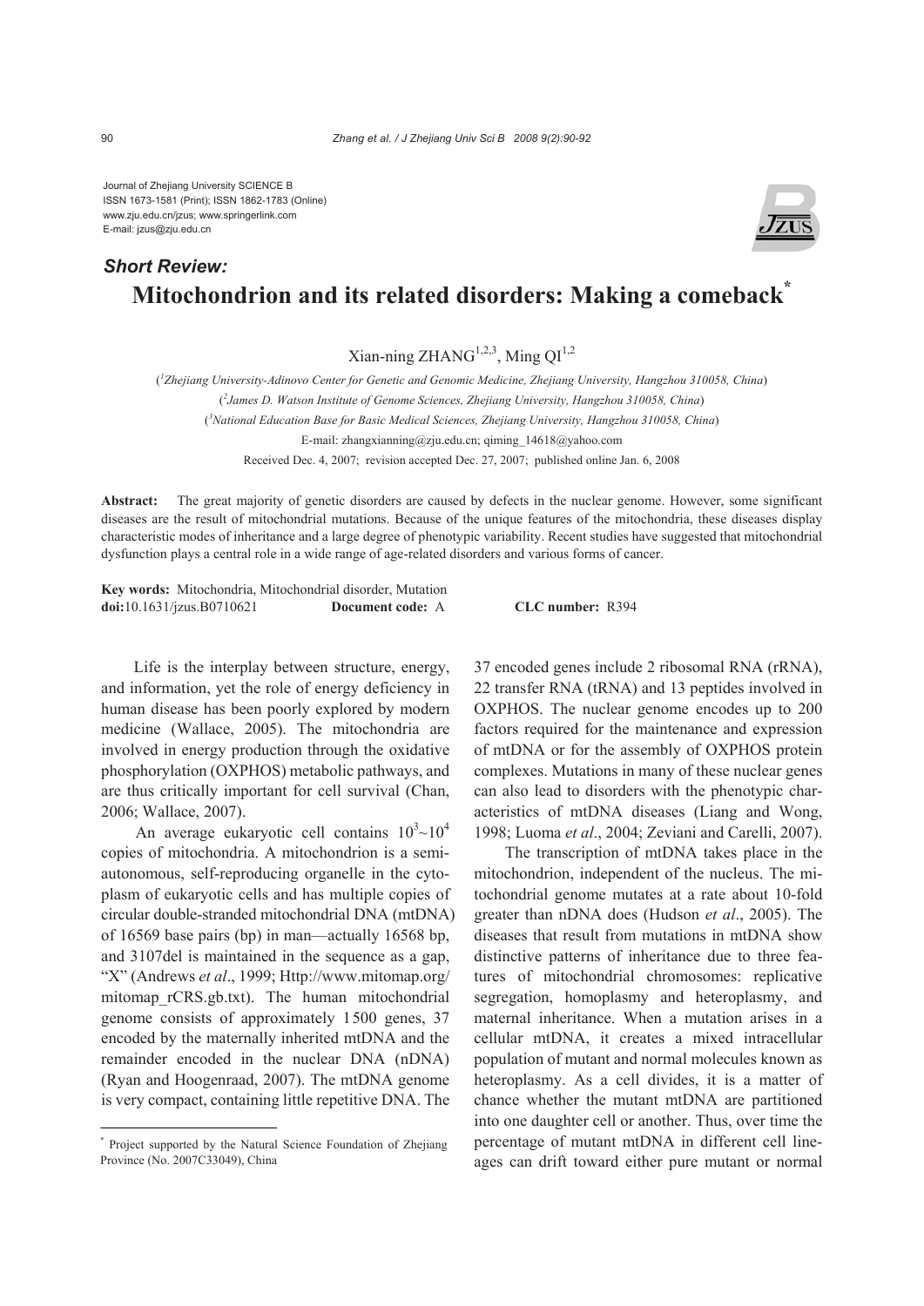Journal of Zhejiang University SCIENCE B
ISSN 1673-1581 (Print); ISSN 1862-1783 (Online)
www.zju.edu.cn/jzus; www.springerlink.com
E-mail: jzus@zju.edu.cn

*Short Review:*

# Mitochondrion and its related disorders: Making a comeback*

Xian-ning ZHANG[1,2,3], Ming QI[1,2]

([1]Zhejiang University-Adinovo Center for Genetic and Genomic Medicine, Zhejiang University, Hangzhou 310058, China)
([2]James D. Watson Institute of Genome Sciences, Zhejiang University, Hangzhou 310058, China)
([3]National Education Base for Basic Medical Sciences, Zhejiang University, Hangzhou 310058, China)

E-mail: zhangxianning@zju.edu.cn; qiming_14618@yahoo.com

Received Dec. 4, 2007; revision accepted Dec. 27, 2007; published online Jan. 6, 2008

**Abstract:** The great majority of genetic disorders are caused by defects in the nuclear genome. However, some significant diseases are the result of mitochondrial mutations. Because of the unique features of the mitochondria, these diseases display characteristic modes of inheritance and a large degree of phenotypic variability. Recent studies have suggested that mitochondrial dysfunction plays a central role in a wide range of age-related disorders and various forms of cancer.

**Key words:** Mitochondria, Mitochondrial disorder, Mutation
**doi:**10.1631/jzus.B0710621 **Document code:** A **CLC number:** R394

Life is the interplay between structure, energy, and information, yet the role of energy deficiency in human disease has been poorly explored by modern medicine (Wallace, 2005). The mitochondria are involved in energy production through the oxidative phosphorylation (OXPHOS) metabolic pathways, and are thus critically important for cell survival (Chan, 2006; Wallace, 2007).

An average eukaryotic cell contains $10^3$~$10^4$ copies of mitochondria. A mitochondrion is a semi-autonomous, self-reproducing organelle in the cytoplasm of eukaryotic cells and has multiple copies of circular double-stranded mitochondrial DNA (mtDNA) of 16569 base pairs (bp) in man—actually 16568 bp, and 3107del is maintained in the sequence as a gap, "X" (Andrews *et al*., 1999; Http://www.mitomap.org/mitomap_rCRS.gb.txt). The human mitochondrial genome consists of approximately 1500 genes, 37 encoded by the maternally inherited mtDNA and the remainder encoded in the nuclear DNA (nDNA) (Ryan and Hoogenraad, 2007). The mtDNA genome is very compact, containing little repetitive DNA. The 37 encoded genes include 2 ribosomal RNA (rRNA), 22 transfer RNA (tRNA) and 13 peptides involved in OXPHOS. The nuclear genome encodes up to 200 factors required for the maintenance and expression of mtDNA or for the assembly of OXPHOS protein complexes. Mutations in many of these nuclear genes can also lead to disorders with the phenotypic characteristics of mtDNA diseases (Liang and Wong, 1998; Luoma *et al*., 2004; Zeviani and Carelli, 2007).

The transcription of mtDNA takes place in the mitochondrion, independent of the nucleus. The mitochondrial genome mutates at a rate about 10-fold greater than nDNA does (Hudson *et al*., 2005). The diseases that result from mutations in mtDNA show distinctive patterns of inheritance due to three features of mitochondrial chromosomes: replicative segregation, homoplasmy and heteroplasmy, and maternal inheritance. When a mutation arises in a cellular mtDNA, it creates a mixed intracellular population of mutant and normal molecules known as heteroplasmy. As a cell divides, it is a matter of chance whether the mutant mtDNA are partitioned into one daughter cell or another. Thus, over time the percentage of mutant mtDNA in different cell lineages can drift toward either pure mutant or normal

---

* Project supported by the Natural Science Foundation of Zhejiang Province (No. 2007C33049), China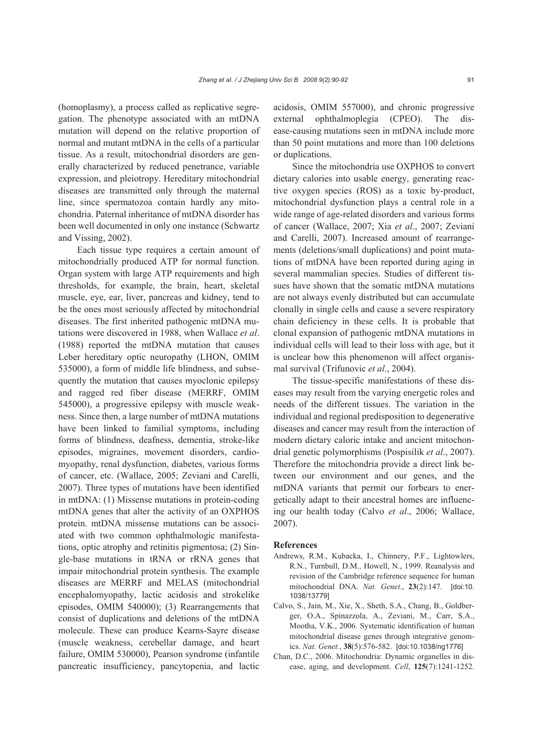(homoplasmy), a process called as replicative segregation. The phenotype associated with an mtDNA mutation will depend on the relative proportion of normal and mutant mtDNA in the cells of a particular tissue. As a result, mitochondrial disorders are generally characterized by reduced penetrance, variable expression, and pleiotropy. Hereditary mitochondrial diseases are transmitted only through the maternal line, since spermatozoa contain hardly any mitochondria. Paternal inheritance of mtDNA disorder has been well documented in only one instance (Schwartz and Vissing, 2002).

Each tissue type requires a certain amount of mitochondrially produced ATP for normal function. Organ system with large ATP requirements and high thresholds, for example, the brain, heart, skeletal muscle, eye, ear, liver, pancreas and kidney, tend to be the ones most seriously affected by mitochondrial diseases. The first inherited pathogenic mtDNA mutations were discovered in 1988, when Wallace *et al*. (1988) reported the mtDNA mutation that causes Leber hereditary optic neuropathy (LHON, OMIM 535000), a form of middle life blindness, and subsequently the mutation that causes myoclonic epilepsy and ragged red fiber disease (MERRF, OMIM 545000), a progressive epilepsy with muscle weakness. Since then, a large number of mtDNA mutations have been linked to familial symptoms, including forms of blindness, deafness, dementia, stroke-like episodes, migraines, movement disorders, cardiomyopathy, renal dysfunction, diabetes, various forms of cancer, etc. (Wallace, 2005; Zeviani and Carelli, 2007). Three types of mutations have been identified in mtDNA: (1) Missense mutations in protein-coding mtDNA genes that alter the activity of an OXPHOS protein. mtDNA missense mutations can be associated with two common ophthalmologic manifestations, optic atrophy and retinitis pigmentosa; (2) Single-base mutations in tRNA or rRNA genes that impair mitochondrial protein synthesis. The example diseases are MERRF and MELAS (mitochondrial encephalomyopathy, lactic acidosis and strokelike episodes, OMIM 540000); (3) Rearrangements that consist of duplications and deletions of the mtDNA molecule. These can produce Kearns-Sayre disease (muscle weakness, cerebellar damage, and heart failure, OMIM 530000), Pearson syndrome (infantile pancreatic insufficiency, pancytopenia, and lactic acidosis, OMIM 557000), and chronic progressive external ophthalmoplegia (CPEO). The disease-causing mutations seen in mtDNA include more than 50 point mutations and more than 100 deletions or duplications.

Since the mitochondria use OXPHOS to convert dietary calories into usable energy, generating reactive oxygen species (ROS) as a toxic by-product, mitochondrial dysfunction plays a central role in a wide range of age-related disorders and various forms of cancer (Wallace, 2007; Xia *et al*., 2007; Zeviani and Carelli, 2007). Increased amount of rearrangements (deletions/small duplications) and point mutations of mtDNA have been reported during aging in several mammalian species. Studies of different tissues have shown that the somatic mtDNA mutations are not always evenly distributed but can accumulate clonally in single cells and cause a severe respiratory chain deficiency in these cells. It is probable that clonal expansion of pathogenic mtDNA mutations in individual cells will lead to their loss with age, but it is unclear how this phenomenon will affect organismal survival (Trifunovic *et al*., 2004).

The tissue-specific manifestations of these diseases may result from the varying energetic roles and needs of the different tissues. The variation in the individual and regional predisposition to degenerative diseases and cancer may result from the interaction of modern dietary caloric intake and ancient mitochondrial genetic polymorphisms (Pospisilik *et al*., 2007). Therefore the mitochondria provide a direct link between our environment and our genes, and the mtDNA variants that permit our forbears to energetically adapt to their ancestral homes are influencing our health today (Calvo *et al*., 2006; Wallace, 2007).

## References

Andrews, R.M., Kubacka, I., Chinnery, P.F., Lightowlers, R.N., Turnbull, D.M., Howell, N., 1999. Reanalysis and revision of the Cambridge reference sequence for human mitochondrial DNA. *Nat. Genet.*, **23**(2):147. [doi:10.1038/13779]

Calvo, S., Jain, M., Xie, X., Sheth, S.A., Chang, B., Goldberger, O.A., Spinazzola, A., Zeviani, M., Carr, S.A., Mootha, V.K., 2006. Systematic identification of human mitochondrial disease genes through integrative genomics. *Nat. Genet.*, **38**(5):576-582. [doi:10.1038/ng1776]

Chan, D.C., 2006. Mitochondria: Dynamic organelles in disease, aging, and development. *Cell*, **125**(7):1241-1252.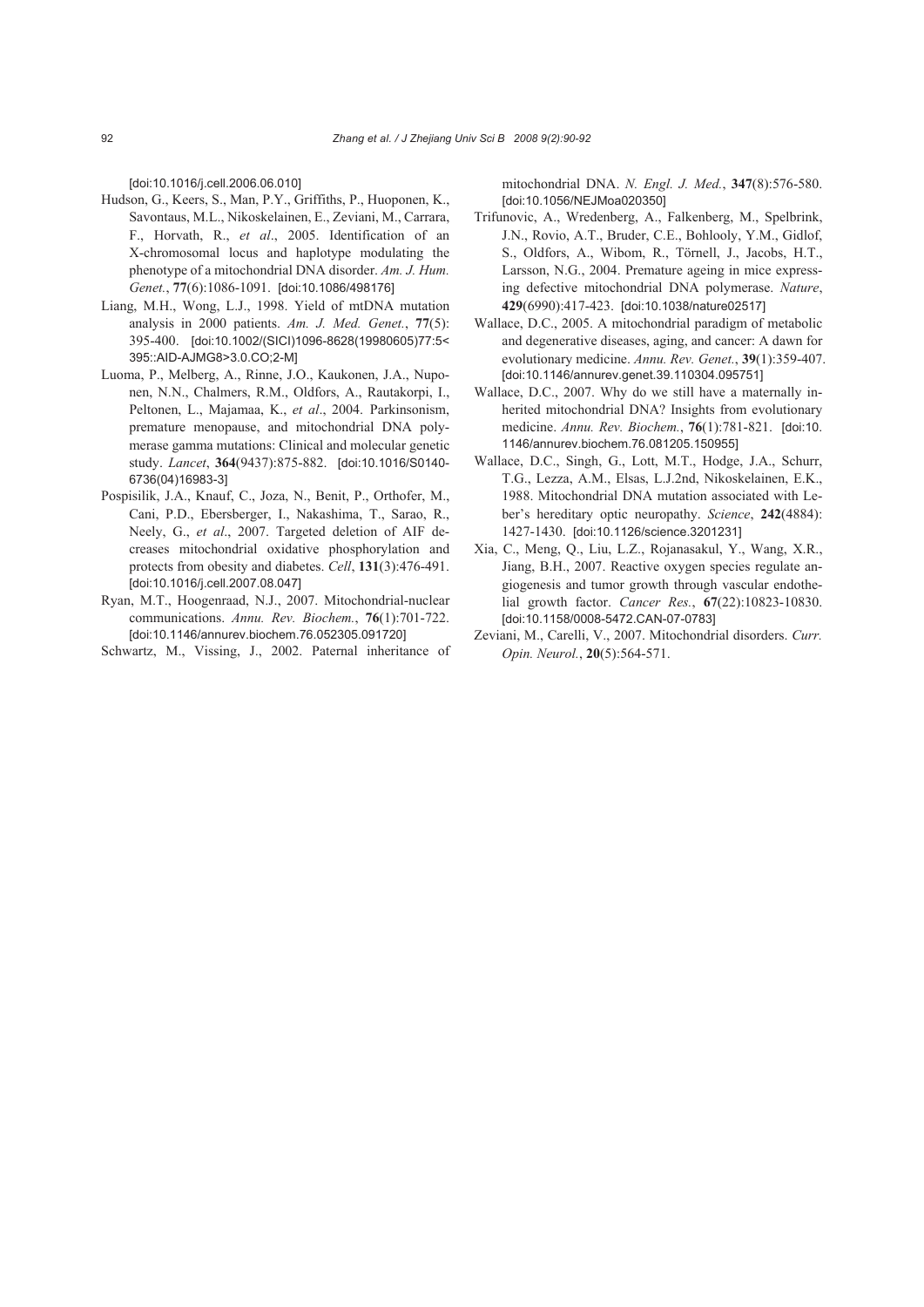[doi:10.1016/j.cell.2006.06.010]

Hudson, G., Keers, S., Man, P.Y., Griffiths, P., Huoponen, K., Savontaus, M.L., Nikoskelainen, E., Zeviani, M., Carrara, F., Horvath, R., *et al*., 2005. Identification of an X-chromosomal locus and haplotype modulating the phenotype of a mitochondrial DNA disorder. *Am. J. Hum. Genet.*, **77**(6):1086-1091. [doi:10.1086/498176]

Liang, M.H., Wong, L.J., 1998. Yield of mtDNA mutation analysis in 2000 patients. *Am. J. Med. Genet.*, **77**(5): 395-400. [doi:10.1002/(SICI)1096-8628(19980605)77:5<395::AID-AJMG8>3.0.CO;2-M]

Luoma, P., Melberg, A., Rinne, J.O., Kaukonen, J.A., Nupponen, N.N., Chalmers, R.M., Oldfors, A., Rautakorpi, I., Peltonen, L., Majamaa, K., *et al*., 2004. Parkinsonism, premature menopause, and mitochondrial DNA polymerase gamma mutations: Clinical and molecular genetic study. *Lancet*, **364**(9437):875-882. [doi:10.1016/S0140-6736(04)16983-3]

Pospisilik, J.A., Knauf, C., Joza, N., Benit, P., Orthofer, M., Cani, P.D., Ebersberger, I., Nakashima, T., Sarao, R., Neely, G., *et al*., 2007. Targeted deletion of AIF decreases mitochondrial oxidative phosphorylation and protects from obesity and diabetes. *Cell*, **131**(3):476-491. [doi:10.1016/j.cell.2007.08.047]

Ryan, M.T., Hoogenraad, N.J., 2007. Mitochondrial-nuclear communications. *Annu. Rev. Biochem.*, **76**(1):701-722. [doi:10.1146/annurev.biochem.76.052305.091720]

Schwartz, M., Vissing, J., 2002. Paternal inheritance of mitochondrial DNA. *N. Engl. J. Med.*, **347**(8):576-580. [doi:10.1056/NEJMoa020350]

Trifunovic, A., Wredenberg, A., Falkenberg, M., Spelbrink, J.N., Rovio, A.T., Bruder, C.E., Bohlooly, Y.M., Gidlof, S., Oldfors, A., Wibom, R., Törnell, J., Jacobs, H.T., Larsson, N.G., 2004. Premature ageing in mice expressing defective mitochondrial DNA polymerase. *Nature*, **429**(6990):417-423. [doi:10.1038/nature02517]

Wallace, D.C., 2005. A mitochondrial paradigm of metabolic and degenerative diseases, aging, and cancer: A dawn for evolutionary medicine. *Annu. Rev. Genet.*, **39**(1):359-407. [doi:10.1146/annurev.genet.39.110304.095751]

Wallace, D.C., 2007. Why do we still have a maternally inherited mitochondrial DNA? Insights from evolutionary medicine. *Annu. Rev. Biochem.*, **76**(1):781-821. [doi:10.1146/annurev.biochem.76.081205.150955]

Wallace, D.C., Singh, G., Lott, M.T., Hodge, J.A., Schurr, T.G., Lezza, A.M., Elsas, L.J.2nd, Nikoskelainen, E.K., 1988. Mitochondrial DNA mutation associated with Leber's hereditary optic neuropathy. *Science*, **242**(4884): 1427-1430. [doi:10.1126/science.3201231]

Xia, C., Meng, Q., Liu, L.Z., Rojanasakul, Y., Wang, X.R., Jiang, B.H., 2007. Reactive oxygen species regulate angiogenesis and tumor growth through vascular endothelial growth factor. *Cancer Res.*, **67**(22):10823-10830. [doi:10.1158/0008-5472.CAN-07-0783]

Zeviani, M., Carelli, V., 2007. Mitochondrial disorders. *Curr. Opin. Neurol.*, **20**(5):564-571.